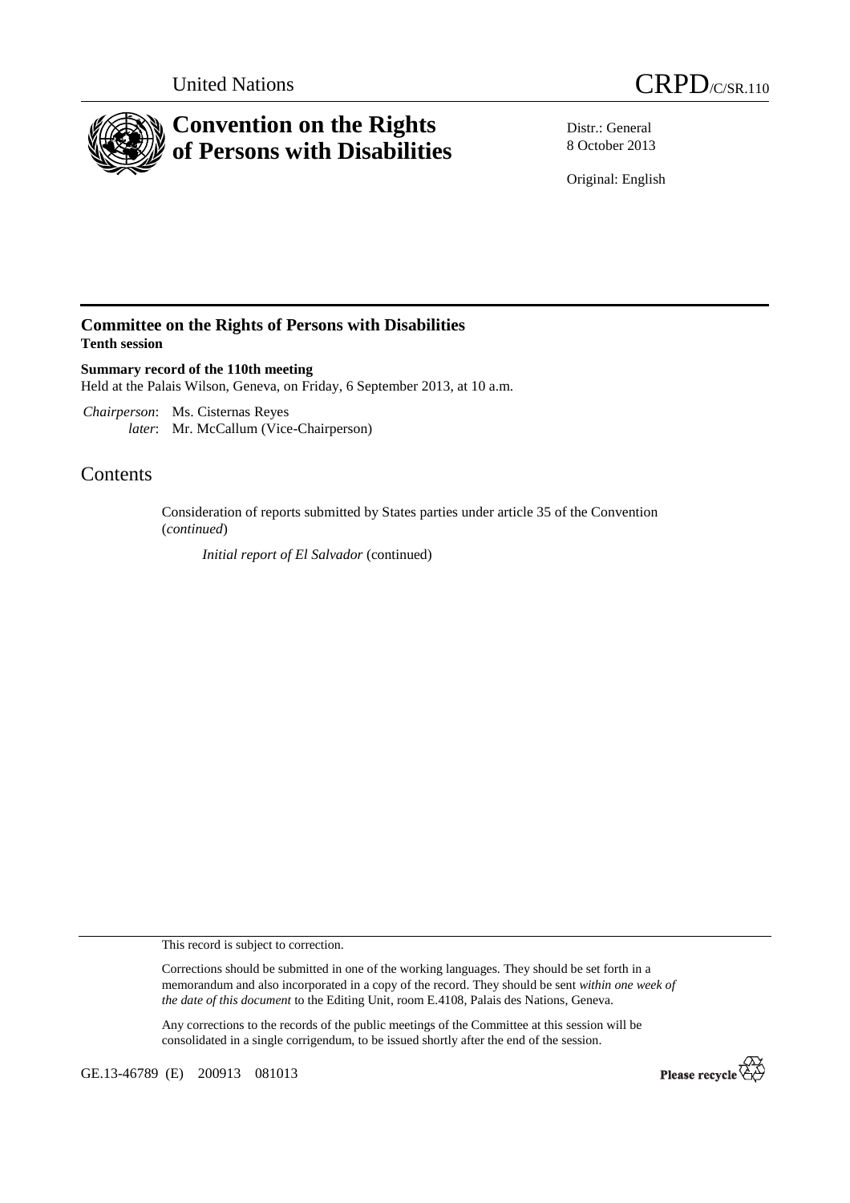United Nations

# CRPD/C/SR.110

# Convention on the Rights of Persons with Disabilities

Distr.: General
8 October 2013

Original: English

## Committee on the Rights of Persons with Disabilities
**Tenth session**

**Summary record of the 110th meeting**
Held at the Palais Wilson, Geneva, on Friday, 6 September 2013, at 10 a.m.

*Chairperson*: Ms. Cisternas Reyes
*later*: Mr. McCallum (Vice-Chairperson)

## Contents

Consideration of reports submitted by States parties under article 35 of the Convention (*continued*)

*Initial report of El Salvador* (continued)

This record is subject to correction.

Corrections should be submitted in one of the working languages. They should be set forth in a memorandum and also incorporated in a copy of the record. They should be sent *within one week of the date of this document* to the Editing Unit, room E.4108, Palais des Nations, Geneva.

Any corrections to the records of the public meetings of the Committee at this session will be consolidated in a single corrigendum, to be issued shortly after the end of the session.

GE.13-46789 (E) 200913 081013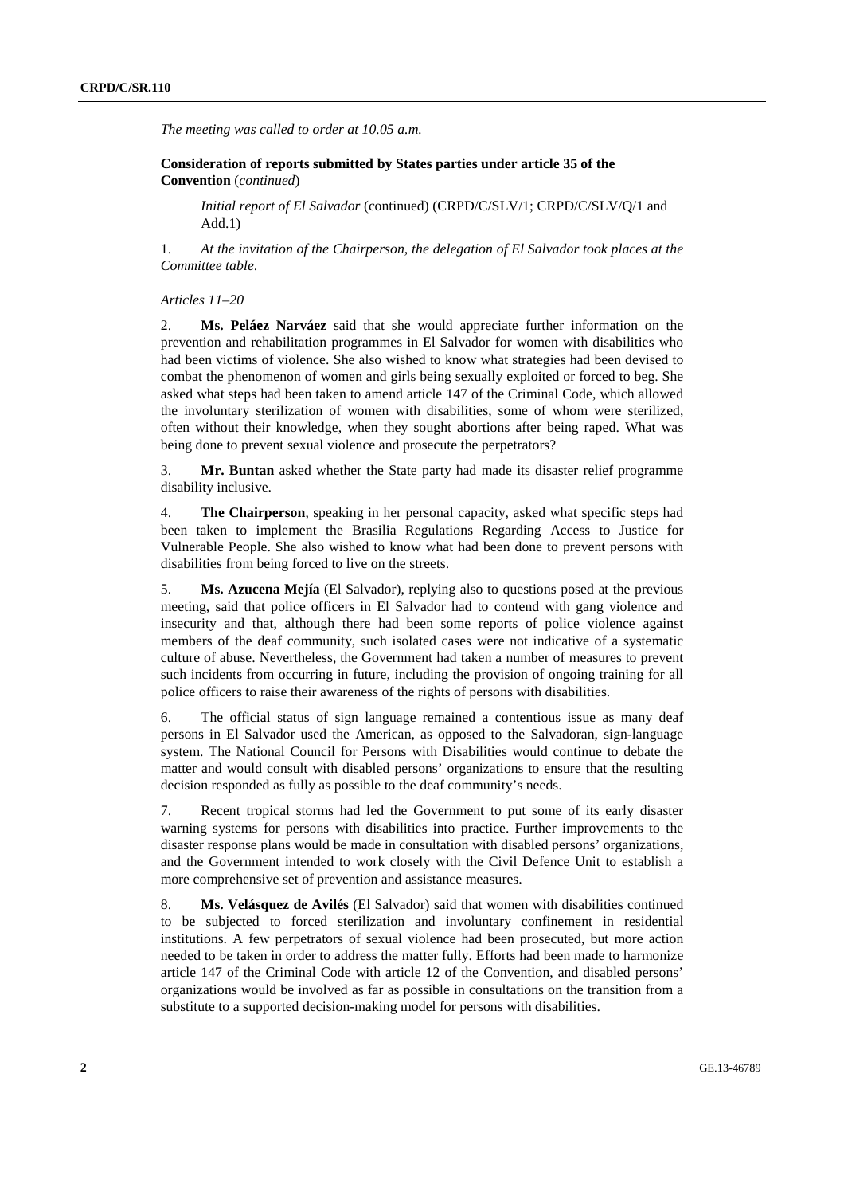*The meeting was called to order at 10.05 a.m.*

**Consideration of reports submitted by States parties under article 35 of the Convention** (*continued*)

*Initial report of El Salvador* (continued) (CRPD/C/SLV/1; CRPD/C/SLV/Q/1 and Add.1)

1. *At the invitation of the Chairperson, the delegation of El Salvador took places at the Committee table.*

*Articles 11–20*

2. **Ms. Peláez Narváez** said that she would appreciate further information on the prevention and rehabilitation programmes in El Salvador for women with disabilities who had been victims of violence. She also wished to know what strategies had been devised to combat the phenomenon of women and girls being sexually exploited or forced to beg. She asked what steps had been taken to amend article 147 of the Criminal Code, which allowed the involuntary sterilization of women with disabilities, some of whom were sterilized, often without their knowledge, when they sought abortions after being raped. What was being done to prevent sexual violence and prosecute the perpetrators?

3. **Mr. Buntan** asked whether the State party had made its disaster relief programme disability inclusive.

4. **The Chairperson**, speaking in her personal capacity, asked what specific steps had been taken to implement the Brasilia Regulations Regarding Access to Justice for Vulnerable People. She also wished to know what had been done to prevent persons with disabilities from being forced to live on the streets.

5. **Ms. Azucena Mejía** (El Salvador), replying also to questions posed at the previous meeting, said that police officers in El Salvador had to contend with gang violence and insecurity and that, although there had been some reports of police violence against members of the deaf community, such isolated cases were not indicative of a systematic culture of abuse. Nevertheless, the Government had taken a number of measures to prevent such incidents from occurring in future, including the provision of ongoing training for all police officers to raise their awareness of the rights of persons with disabilities.

6. The official status of sign language remained a contentious issue as many deaf persons in El Salvador used the American, as opposed to the Salvadoran, sign-language system. The National Council for Persons with Disabilities would continue to debate the matter and would consult with disabled persons' organizations to ensure that the resulting decision responded as fully as possible to the deaf community's needs.

7. Recent tropical storms had led the Government to put some of its early disaster warning systems for persons with disabilities into practice. Further improvements to the disaster response plans would be made in consultation with disabled persons' organizations, and the Government intended to work closely with the Civil Defence Unit to establish a more comprehensive set of prevention and assistance measures.

8. **Ms. Velásquez de Avilés** (El Salvador) said that women with disabilities continued to be subjected to forced sterilization and involuntary confinement in residential institutions. A few perpetrators of sexual violence had been prosecuted, but more action needed to be taken in order to address the matter fully. Efforts had been made to harmonize article 147 of the Criminal Code with article 12 of the Convention, and disabled persons' organizations would be involved as far as possible in consultations on the transition from a substitute to a supported decision-making model for persons with disabilities.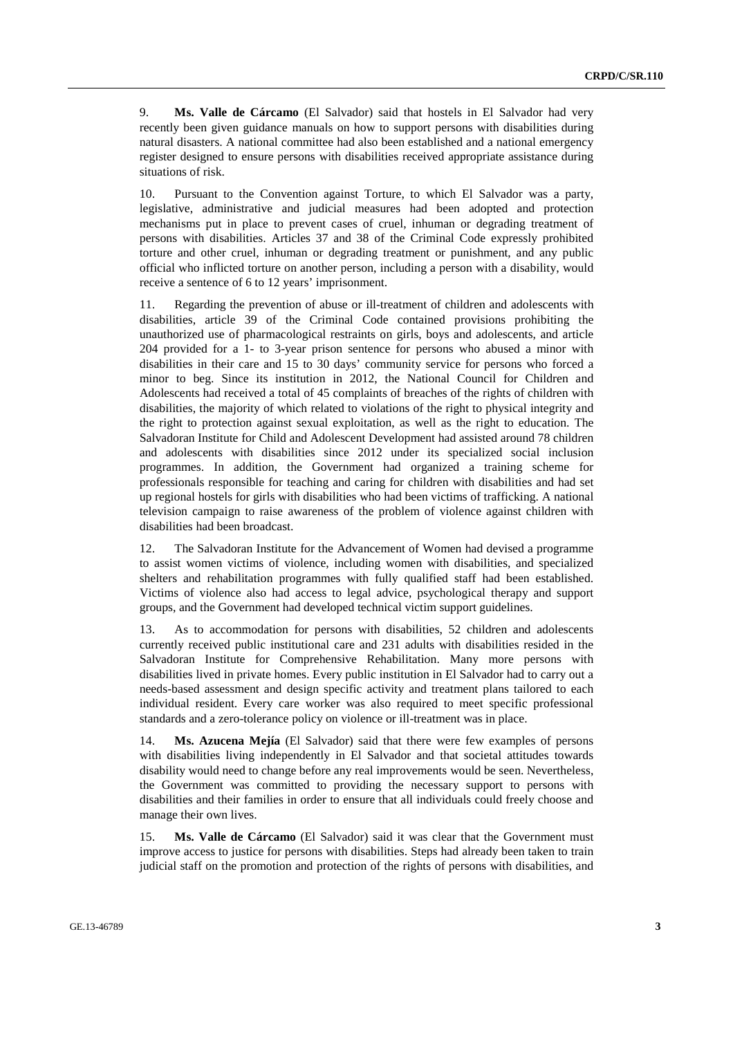9. **Ms. Valle de Cárcamo** (El Salvador) said that hostels in El Salvador had very recently been given guidance manuals on how to support persons with disabilities during natural disasters. A national committee had also been established and a national emergency register designed to ensure persons with disabilities received appropriate assistance during situations of risk.

10. Pursuant to the Convention against Torture, to which El Salvador was a party, legislative, administrative and judicial measures had been adopted and protection mechanisms put in place to prevent cases of cruel, inhuman or degrading treatment of persons with disabilities. Articles 37 and 38 of the Criminal Code expressly prohibited torture and other cruel, inhuman or degrading treatment or punishment, and any public official who inflicted torture on another person, including a person with a disability, would receive a sentence of 6 to 12 years' imprisonment.

11. Regarding the prevention of abuse or ill-treatment of children and adolescents with disabilities, article 39 of the Criminal Code contained provisions prohibiting the unauthorized use of pharmacological restraints on girls, boys and adolescents, and article 204 provided for a 1- to 3-year prison sentence for persons who abused a minor with disabilities in their care and 15 to 30 days' community service for persons who forced a minor to beg. Since its institution in 2012, the National Council for Children and Adolescents had received a total of 45 complaints of breaches of the rights of children with disabilities, the majority of which related to violations of the right to physical integrity and the right to protection against sexual exploitation, as well as the right to education. The Salvadoran Institute for Child and Adolescent Development had assisted around 78 children and adolescents with disabilities since 2012 under its specialized social inclusion programmes. In addition, the Government had organized a training scheme for professionals responsible for teaching and caring for children with disabilities and had set up regional hostels for girls with disabilities who had been victims of trafficking. A national television campaign to raise awareness of the problem of violence against children with disabilities had been broadcast.

12. The Salvadoran Institute for the Advancement of Women had devised a programme to assist women victims of violence, including women with disabilities, and specialized shelters and rehabilitation programmes with fully qualified staff had been established. Victims of violence also had access to legal advice, psychological therapy and support groups, and the Government had developed technical victim support guidelines.

13. As to accommodation for persons with disabilities, 52 children and adolescents currently received public institutional care and 231 adults with disabilities resided in the Salvadoran Institute for Comprehensive Rehabilitation. Many more persons with disabilities lived in private homes. Every public institution in El Salvador had to carry out a needs-based assessment and design specific activity and treatment plans tailored to each individual resident. Every care worker was also required to meet specific professional standards and a zero-tolerance policy on violence or ill-treatment was in place.

14. **Ms. Azucena Mejía** (El Salvador) said that there were few examples of persons with disabilities living independently in El Salvador and that societal attitudes towards disability would need to change before any real improvements would be seen. Nevertheless, the Government was committed to providing the necessary support to persons with disabilities and their families in order to ensure that all individuals could freely choose and manage their own lives.

15. **Ms. Valle de Cárcamo** (El Salvador) said it was clear that the Government must improve access to justice for persons with disabilities. Steps had already been taken to train judicial staff on the promotion and protection of the rights of persons with disabilities, and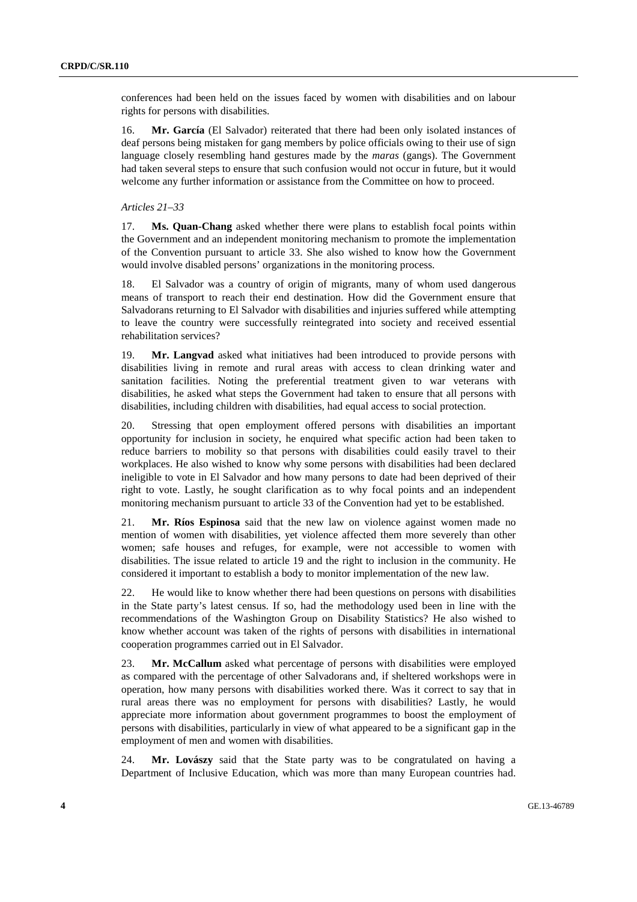conferences had been held on the issues faced by women with disabilities and on labour rights for persons with disabilities.

16. **Mr. García** (El Salvador) reiterated that there had been only isolated instances of deaf persons being mistaken for gang members by police officials owing to their use of sign language closely resembling hand gestures made by the *maras* (gangs). The Government had taken several steps to ensure that such confusion would not occur in future, but it would welcome any further information or assistance from the Committee on how to proceed.

*Articles 21–33*

17. **Ms. Quan-Chang** asked whether there were plans to establish focal points within the Government and an independent monitoring mechanism to promote the implementation of the Convention pursuant to article 33. She also wished to know how the Government would involve disabled persons' organizations in the monitoring process.

18. El Salvador was a country of origin of migrants, many of whom used dangerous means of transport to reach their end destination. How did the Government ensure that Salvadorans returning to El Salvador with disabilities and injuries suffered while attempting to leave the country were successfully reintegrated into society and received essential rehabilitation services?

19. **Mr. Langvad** asked what initiatives had been introduced to provide persons with disabilities living in remote and rural areas with access to clean drinking water and sanitation facilities. Noting the preferential treatment given to war veterans with disabilities, he asked what steps the Government had taken to ensure that all persons with disabilities, including children with disabilities, had equal access to social protection.

20. Stressing that open employment offered persons with disabilities an important opportunity for inclusion in society, he enquired what specific action had been taken to reduce barriers to mobility so that persons with disabilities could easily travel to their workplaces. He also wished to know why some persons with disabilities had been declared ineligible to vote in El Salvador and how many persons to date had been deprived of their right to vote. Lastly, he sought clarification as to why focal points and an independent monitoring mechanism pursuant to article 33 of the Convention had yet to be established.

21. **Mr. Ríos Espinosa** said that the new law on violence against women made no mention of women with disabilities, yet violence affected them more severely than other women; safe houses and refuges, for example, were not accessible to women with disabilities. The issue related to article 19 and the right to inclusion in the community. He considered it important to establish a body to monitor implementation of the new law.

22. He would like to know whether there had been questions on persons with disabilities in the State party's latest census. If so, had the methodology used been in line with the recommendations of the Washington Group on Disability Statistics? He also wished to know whether account was taken of the rights of persons with disabilities in international cooperation programmes carried out in El Salvador.

23. **Mr. McCallum** asked what percentage of persons with disabilities were employed as compared with the percentage of other Salvadorans and, if sheltered workshops were in operation, how many persons with disabilities worked there. Was it correct to say that in rural areas there was no employment for persons with disabilities? Lastly, he would appreciate more information about government programmes to boost the employment of persons with disabilities, particularly in view of what appeared to be a significant gap in the employment of men and women with disabilities.

24. **Mr. Lovászy** said that the State party was to be congratulated on having a Department of Inclusive Education, which was more than many European countries had.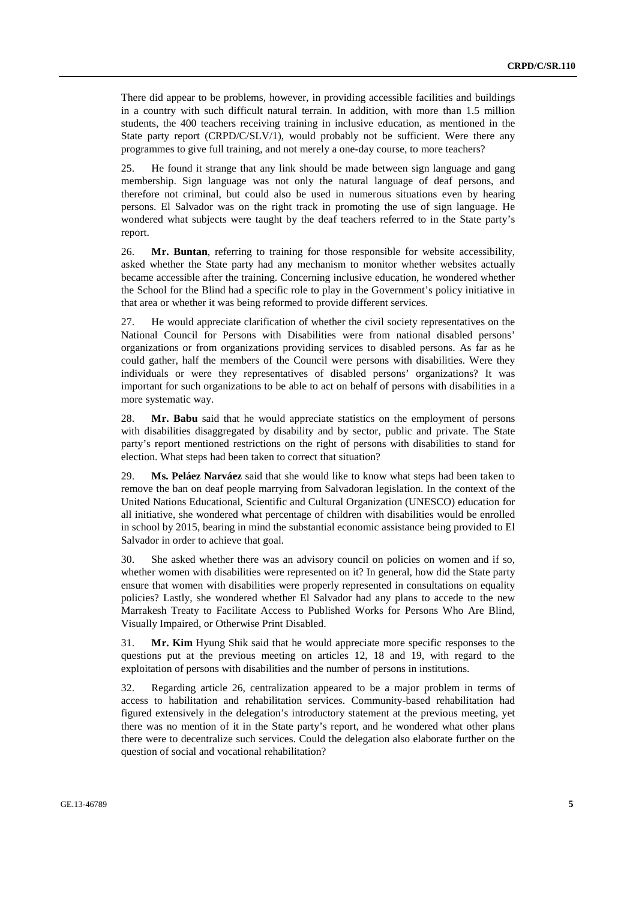There did appear to be problems, however, in providing accessible facilities and buildings in a country with such difficult natural terrain. In addition, with more than 1.5 million students, the 400 teachers receiving training in inclusive education, as mentioned in the State party report (CRPD/C/SLV/1), would probably not be sufficient. Were there any programmes to give full training, and not merely a one-day course, to more teachers?

25. He found it strange that any link should be made between sign language and gang membership. Sign language was not only the natural language of deaf persons, and therefore not criminal, but could also be used in numerous situations even by hearing persons. El Salvador was on the right track in promoting the use of sign language. He wondered what subjects were taught by the deaf teachers referred to in the State party's report.

26. **Mr. Buntan**, referring to training for those responsible for website accessibility, asked whether the State party had any mechanism to monitor whether websites actually became accessible after the training. Concerning inclusive education, he wondered whether the School for the Blind had a specific role to play in the Government's policy initiative in that area or whether it was being reformed to provide different services.

27. He would appreciate clarification of whether the civil society representatives on the National Council for Persons with Disabilities were from national disabled persons' organizations or from organizations providing services to disabled persons. As far as he could gather, half the members of the Council were persons with disabilities. Were they individuals or were they representatives of disabled persons' organizations? It was important for such organizations to be able to act on behalf of persons with disabilities in a more systematic way.

28. **Mr. Babu** said that he would appreciate statistics on the employment of persons with disabilities disaggregated by disability and by sector, public and private. The State party's report mentioned restrictions on the right of persons with disabilities to stand for election. What steps had been taken to correct that situation?

29. **Ms. Peláez Narváez** said that she would like to know what steps had been taken to remove the ban on deaf people marrying from Salvadoran legislation. In the context of the United Nations Educational, Scientific and Cultural Organization (UNESCO) education for all initiative, she wondered what percentage of children with disabilities would be enrolled in school by 2015, bearing in mind the substantial economic assistance being provided to El Salvador in order to achieve that goal.

30. She asked whether there was an advisory council on policies on women and if so, whether women with disabilities were represented on it? In general, how did the State party ensure that women with disabilities were properly represented in consultations on equality policies? Lastly, she wondered whether El Salvador had any plans to accede to the new Marrakesh Treaty to Facilitate Access to Published Works for Persons Who Are Blind, Visually Impaired, or Otherwise Print Disabled.

31. **Mr. Kim** Hyung Shik said that he would appreciate more specific responses to the questions put at the previous meeting on articles 12, 18 and 19, with regard to the exploitation of persons with disabilities and the number of persons in institutions.

32. Regarding article 26, centralization appeared to be a major problem in terms of access to habilitation and rehabilitation services. Community-based rehabilitation had figured extensively in the delegation's introductory statement at the previous meeting, yet there was no mention of it in the State party's report, and he wondered what other plans there were to decentralize such services. Could the delegation also elaborate further on the question of social and vocational rehabilitation?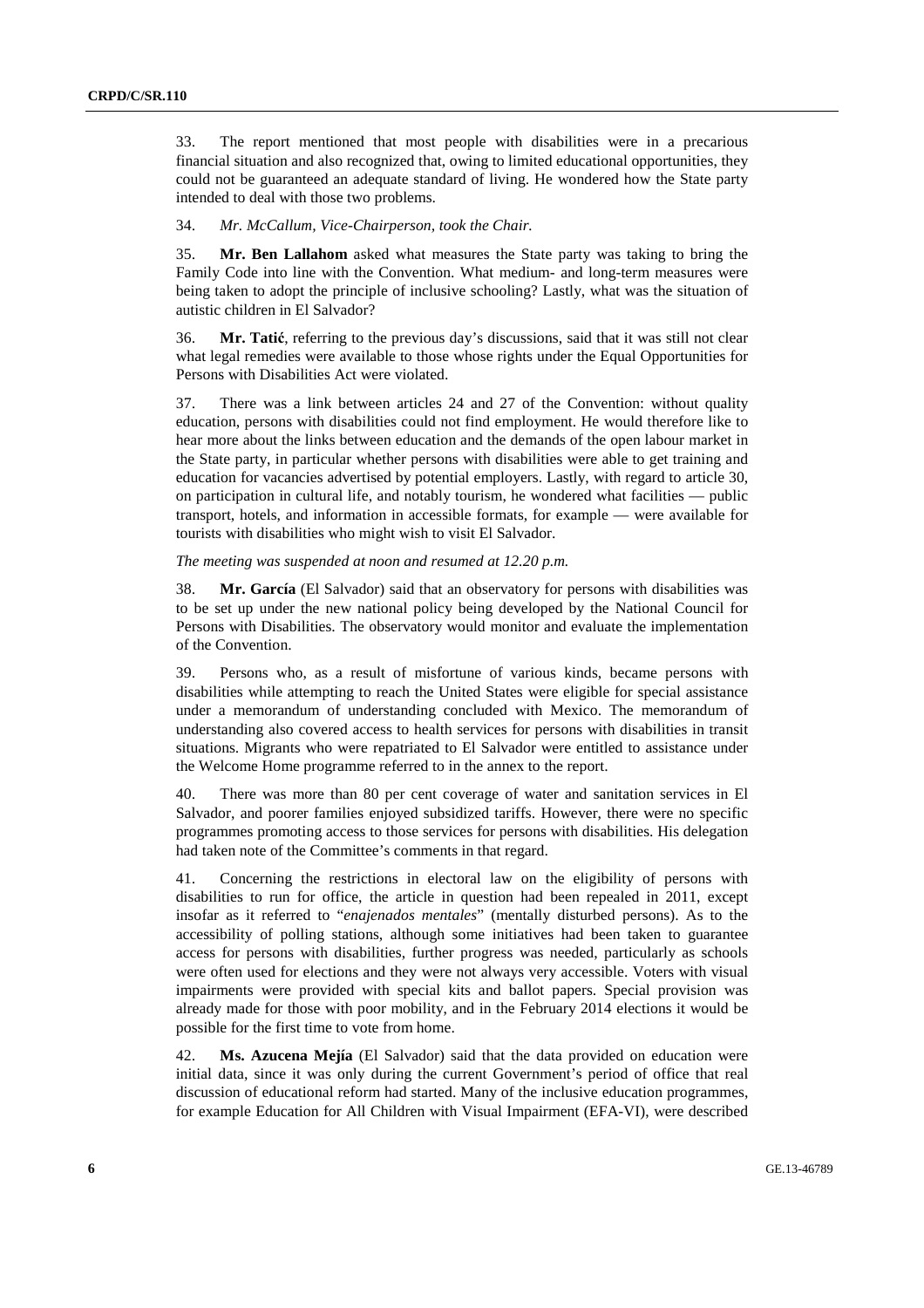33. The report mentioned that most people with disabilities were in a precarious financial situation and also recognized that, owing to limited educational opportunities, they could not be guaranteed an adequate standard of living. He wondered how the State party intended to deal with those two problems.

34. *Mr. McCallum, Vice-Chairperson, took the Chair.*

35. **Mr. Ben Lallahom** asked what measures the State party was taking to bring the Family Code into line with the Convention. What medium- and long-term measures were being taken to adopt the principle of inclusive schooling? Lastly, what was the situation of autistic children in El Salvador?

36. **Mr. Tatić**, referring to the previous day's discussions, said that it was still not clear what legal remedies were available to those whose rights under the Equal Opportunities for Persons with Disabilities Act were violated.

37. There was a link between articles 24 and 27 of the Convention: without quality education, persons with disabilities could not find employment. He would therefore like to hear more about the links between education and the demands of the open labour market in the State party, in particular whether persons with disabilities were able to get training and education for vacancies advertised by potential employers. Lastly, with regard to article 30, on participation in cultural life, and notably tourism, he wondered what facilities — public transport, hotels, and information in accessible formats, for example — were available for tourists with disabilities who might wish to visit El Salvador.

*The meeting was suspended at noon and resumed at 12.20 p.m.*

38. **Mr. García** (El Salvador) said that an observatory for persons with disabilities was to be set up under the new national policy being developed by the National Council for Persons with Disabilities. The observatory would monitor and evaluate the implementation of the Convention.

39. Persons who, as a result of misfortune of various kinds, became persons with disabilities while attempting to reach the United States were eligible for special assistance under a memorandum of understanding concluded with Mexico. The memorandum of understanding also covered access to health services for persons with disabilities in transit situations. Migrants who were repatriated to El Salvador were entitled to assistance under the Welcome Home programme referred to in the annex to the report.

40. There was more than 80 per cent coverage of water and sanitation services in El Salvador, and poorer families enjoyed subsidized tariffs. However, there were no specific programmes promoting access to those services for persons with disabilities. His delegation had taken note of the Committee's comments in that regard.

41. Concerning the restrictions in electoral law on the eligibility of persons with disabilities to run for office, the article in question had been repealed in 2011, except insofar as it referred to "*enajenados mentales*" (mentally disturbed persons). As to the accessibility of polling stations, although some initiatives had been taken to guarantee access for persons with disabilities, further progress was needed, particularly as schools were often used for elections and they were not always very accessible. Voters with visual impairments were provided with special kits and ballot papers. Special provision was already made for those with poor mobility, and in the February 2014 elections it would be possible for the first time to vote from home.

42. **Ms. Azucena Mejía** (El Salvador) said that the data provided on education were initial data, since it was only during the current Government's period of office that real discussion of educational reform had started. Many of the inclusive education programmes, for example Education for All Children with Visual Impairment (EFA-VI), were described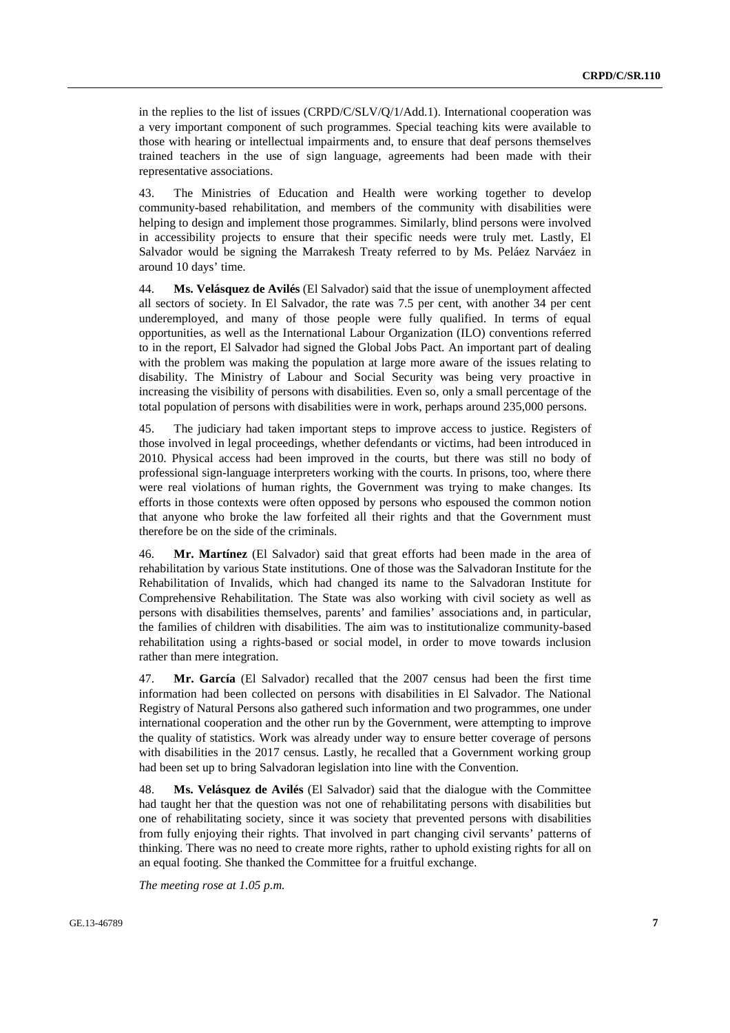in the replies to the list of issues (CRPD/C/SLV/Q/1/Add.1). International cooperation was a very important component of such programmes. Special teaching kits were available to those with hearing or intellectual impairments and, to ensure that deaf persons themselves trained teachers in the use of sign language, agreements had been made with their representative associations.

43. The Ministries of Education and Health were working together to develop community-based rehabilitation, and members of the community with disabilities were helping to design and implement those programmes. Similarly, blind persons were involved in accessibility projects to ensure that their specific needs were truly met. Lastly, El Salvador would be signing the Marrakesh Treaty referred to by Ms. Peláez Narváez in around 10 days' time.

44. **Ms. Velásquez de Avilés** (El Salvador) said that the issue of unemployment affected all sectors of society. In El Salvador, the rate was 7.5 per cent, with another 34 per cent underemployed, and many of those people were fully qualified. In terms of equal opportunities, as well as the International Labour Organization (ILO) conventions referred to in the report, El Salvador had signed the Global Jobs Pact. An important part of dealing with the problem was making the population at large more aware of the issues relating to disability. The Ministry of Labour and Social Security was being very proactive in increasing the visibility of persons with disabilities. Even so, only a small percentage of the total population of persons with disabilities were in work, perhaps around 235,000 persons.

45. The judiciary had taken important steps to improve access to justice. Registers of those involved in legal proceedings, whether defendants or victims, had been introduced in 2010. Physical access had been improved in the courts, but there was still no body of professional sign-language interpreters working with the courts. In prisons, too, where there were real violations of human rights, the Government was trying to make changes. Its efforts in those contexts were often opposed by persons who espoused the common notion that anyone who broke the law forfeited all their rights and that the Government must therefore be on the side of the criminals.

46. **Mr. Martínez** (El Salvador) said that great efforts had been made in the area of rehabilitation by various State institutions. One of those was the Salvadoran Institute for the Rehabilitation of Invalids, which had changed its name to the Salvadoran Institute for Comprehensive Rehabilitation. The State was also working with civil society as well as persons with disabilities themselves, parents' and families' associations and, in particular, the families of children with disabilities. The aim was to institutionalize community-based rehabilitation using a rights-based or social model, in order to move towards inclusion rather than mere integration.

47. **Mr. García** (El Salvador) recalled that the 2007 census had been the first time information had been collected on persons with disabilities in El Salvador. The National Registry of Natural Persons also gathered such information and two programmes, one under international cooperation and the other run by the Government, were attempting to improve the quality of statistics. Work was already under way to ensure better coverage of persons with disabilities in the 2017 census. Lastly, he recalled that a Government working group had been set up to bring Salvadoran legislation into line with the Convention.

48. **Ms. Velásquez de Avilés** (El Salvador) said that the dialogue with the Committee had taught her that the question was not one of rehabilitating persons with disabilities but one of rehabilitating society, since it was society that prevented persons with disabilities from fully enjoying their rights. That involved in part changing civil servants' patterns of thinking. There was no need to create more rights, rather to uphold existing rights for all on an equal footing. She thanked the Committee for a fruitful exchange.

*The meeting rose at 1.05 p.m.*